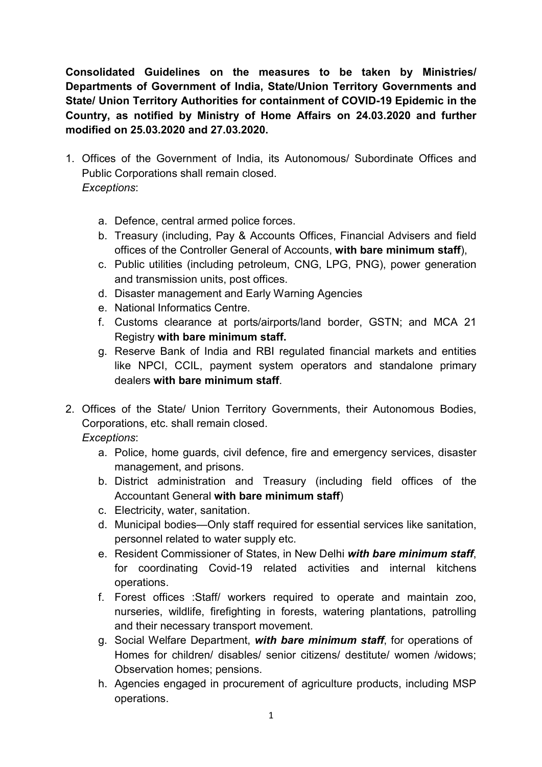**Consolidated Guidelines on the measures to be taken by Ministries/ Departments of Government of India, State/Union Territory Governments and State/ Union Territory Authorities for containment of COVID-19 Epidemic in the Country, as notified by Ministry of Home Affairs on 24.03.2020 and further modified on 25.03.2020 and 27.03.2020.**

1. Offices of the Government of India, its Autonomous/ Subordinate Offices and Public Corporations shall remain closed.
   *Exceptions*:
   a. Defence, central armed police forces.
   b. Treasury (including, Pay & Accounts Offices, Financial Advisers and field offices of the Controller General of Accounts, **with bare minimum staff**),
   c. Public utilities (including petroleum, CNG, LPG, PNG), power generation and transmission units, post offices.
   d. Disaster management and Early Warning Agencies
   e. National Informatics Centre.
   f. Customs clearance at ports/airports/land border, GSTN; and MCA 21 Registry **with bare minimum staff.**
   g. Reserve Bank of India and RBI regulated financial markets and entities like NPCI, CCIL, payment system operators and standalone primary dealers **with bare minimum staff**.

2. Offices of the State/ Union Territory Governments, their Autonomous Bodies, Corporations, etc. shall remain closed.
   *Exceptions*:
   a. Police, home guards, civil defence, fire and emergency services, disaster management, and prisons.
   b. District administration and Treasury (including field offices of the Accountant General **with bare minimum staff**)
   c. Electricity, water, sanitation.
   d. Municipal bodies—Only staff required for essential services like sanitation, personnel related to water supply etc.
   e. Resident Commissioner of States, in New Delhi ***with bare minimum staff***, for coordinating Covid-19 related activities and internal kitchens operations.
   f. Forest offices :Staff/ workers required to operate and maintain zoo, nurseries, wildlife, firefighting in forests, watering plantations, patrolling and their necessary transport movement.
   g. Social Welfare Department, ***with bare minimum staff***, for operations of Homes for children/ disables/ senior citizens/ destitute/ women /widows; Observation homes; pensions.
   h. Agencies engaged in procurement of agriculture products, including MSP operations.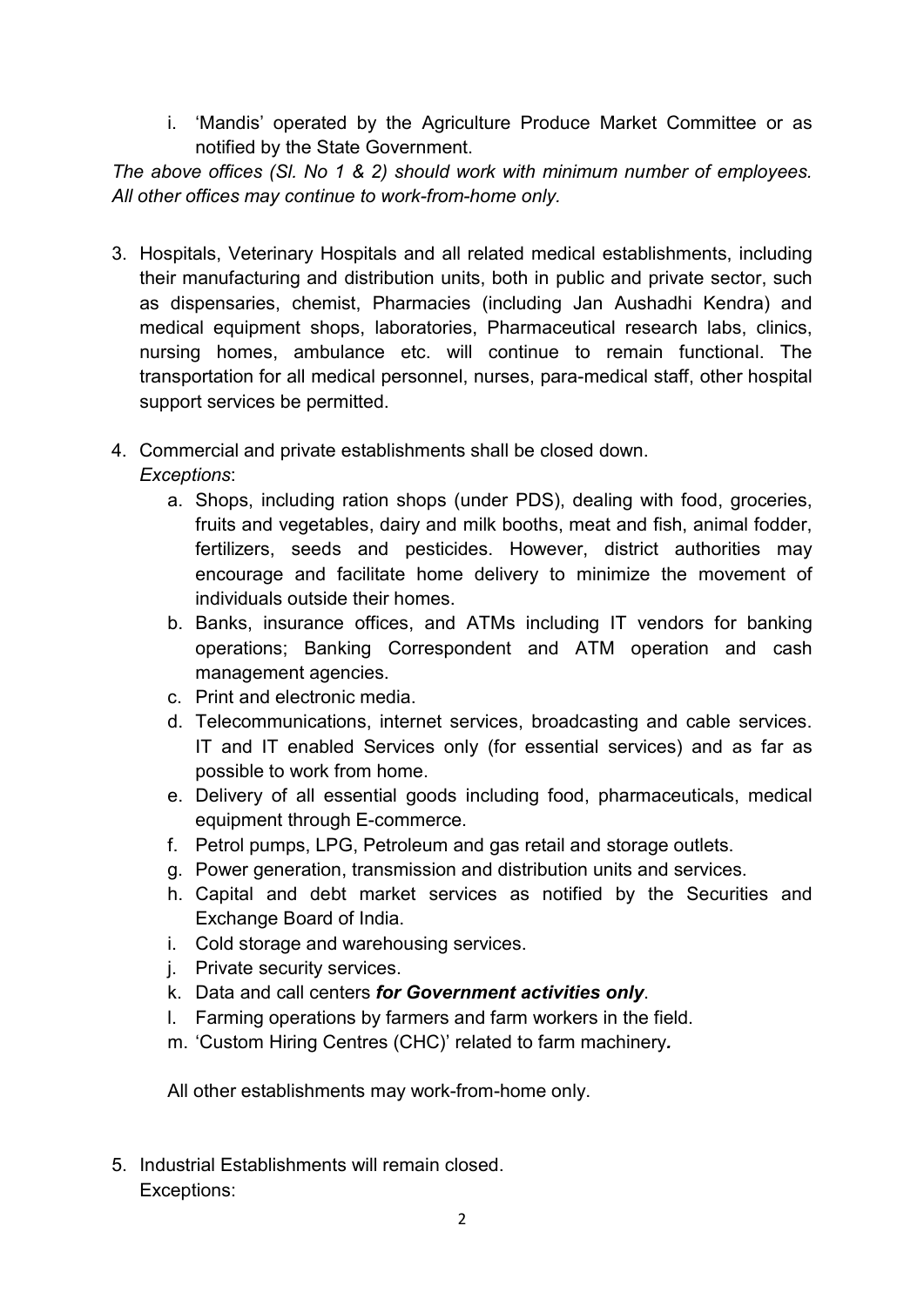i. 'Mandis' operated by the Agriculture Produce Market Committee or as notified by the State Government.

*The above offices (Sl. No 1 & 2) should work with minimum number of employees. All other offices may continue to work-from-home only.*

3. Hospitals, Veterinary Hospitals and all related medical establishments, including their manufacturing and distribution units, both in public and private sector, such as dispensaries, chemist, Pharmacies (including Jan Aushadhi Kendra) and medical equipment shops, laboratories, Pharmaceutical research labs, clinics, nursing homes, ambulance etc. will continue to remain functional. The transportation for all medical personnel, nurses, para-medical staff, other hospital support services be permitted.

4. Commercial and private establishments shall be closed down.
   *Exceptions*:
   a. Shops, including ration shops (under PDS), dealing with food, groceries, fruits and vegetables, dairy and milk booths, meat and fish, animal fodder, fertilizers, seeds and pesticides. However, district authorities may encourage and facilitate home delivery to minimize the movement of individuals outside their homes.
   b. Banks, insurance offices, and ATMs including IT vendors for banking operations; Banking Correspondent and ATM operation and cash management agencies.
   c. Print and electronic media.
   d. Telecommunications, internet services, broadcasting and cable services. IT and IT enabled Services only (for essential services) and as far as possible to work from home.
   e. Delivery of all essential goods including food, pharmaceuticals, medical equipment through E-commerce.
   f. Petrol pumps, LPG, Petroleum and gas retail and storage outlets.
   g. Power generation, transmission and distribution units and services.
   h. Capital and debt market services as notified by the Securities and Exchange Board of India.
   i. Cold storage and warehousing services.
   j. Private security services.
   k. Data and call centers ***for Government activities only***.
   l. Farming operations by farmers and farm workers in the field.
   m. 'Custom Hiring Centres (CHC)' related to farm machinery**.**

   All other establishments may work-from-home only.

5. Industrial Establishments will remain closed.
   Exceptions: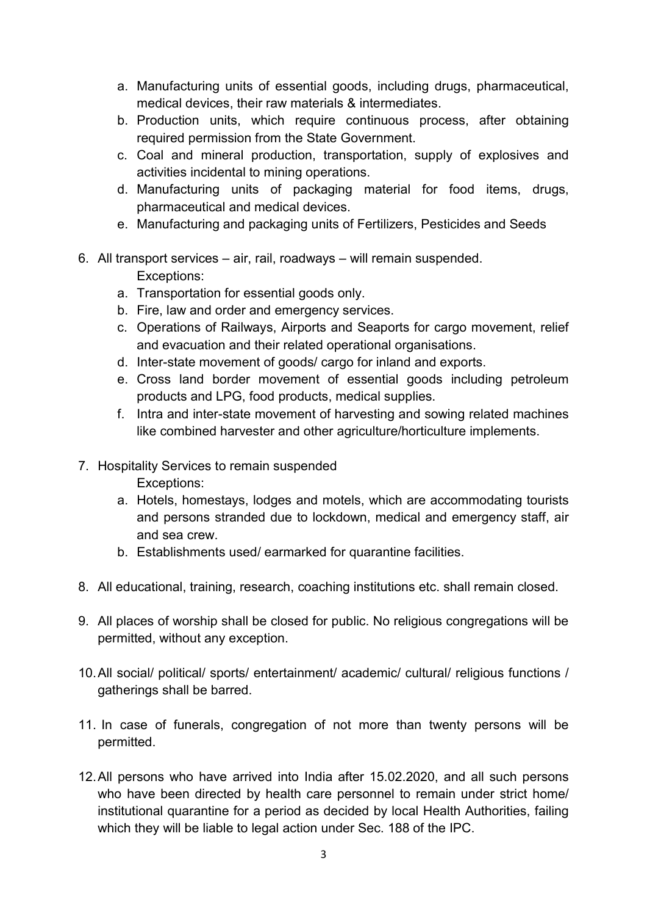a. Manufacturing units of essential goods, including drugs, pharmaceutical, medical devices, their raw materials & intermediates.
   b. Production units, which require continuous process, after obtaining required permission from the State Government.
   c. Coal and mineral production, transportation, supply of explosives and activities incidental to mining operations.
   d. Manufacturing units of packaging material for food items, drugs, pharmaceutical and medical devices.
   e. Manufacturing and packaging units of Fertilizers, Pesticides and Seeds

6. All transport services – air, rail, roadways – will remain suspended.

   Exceptions:

   a. Transportation for essential goods only.
   b. Fire, law and order and emergency services.
   c. Operations of Railways, Airports and Seaports for cargo movement, relief and evacuation and their related operational organisations.
   d. Inter-state movement of goods/ cargo for inland and exports.
   e. Cross land border movement of essential goods including petroleum products and LPG, food products, medical supplies.
   f. Intra and inter-state movement of harvesting and sowing related machines like combined harvester and other agriculture/horticulture implements.

7. Hospitality Services to remain suspended

   Exceptions:

   a. Hotels, homestays, lodges and motels, which are accommodating tourists and persons stranded due to lockdown, medical and emergency staff, air and sea crew.
   b. Establishments used/ earmarked for quarantine facilities.

8. All educational, training, research, coaching institutions etc. shall remain closed.

9. All places of worship shall be closed for public. No religious congregations will be permitted, without any exception.

10. All social/ political/ sports/ entertainment/ academic/ cultural/ religious functions / gatherings shall be barred.

11. In case of funerals, congregation of not more than twenty persons will be permitted.

12. All persons who have arrived into India after 15.02.2020, and all such persons who have been directed by health care personnel to remain under strict home/ institutional quarantine for a period as decided by local Health Authorities, failing which they will be liable to legal action under Sec. 188 of the IPC.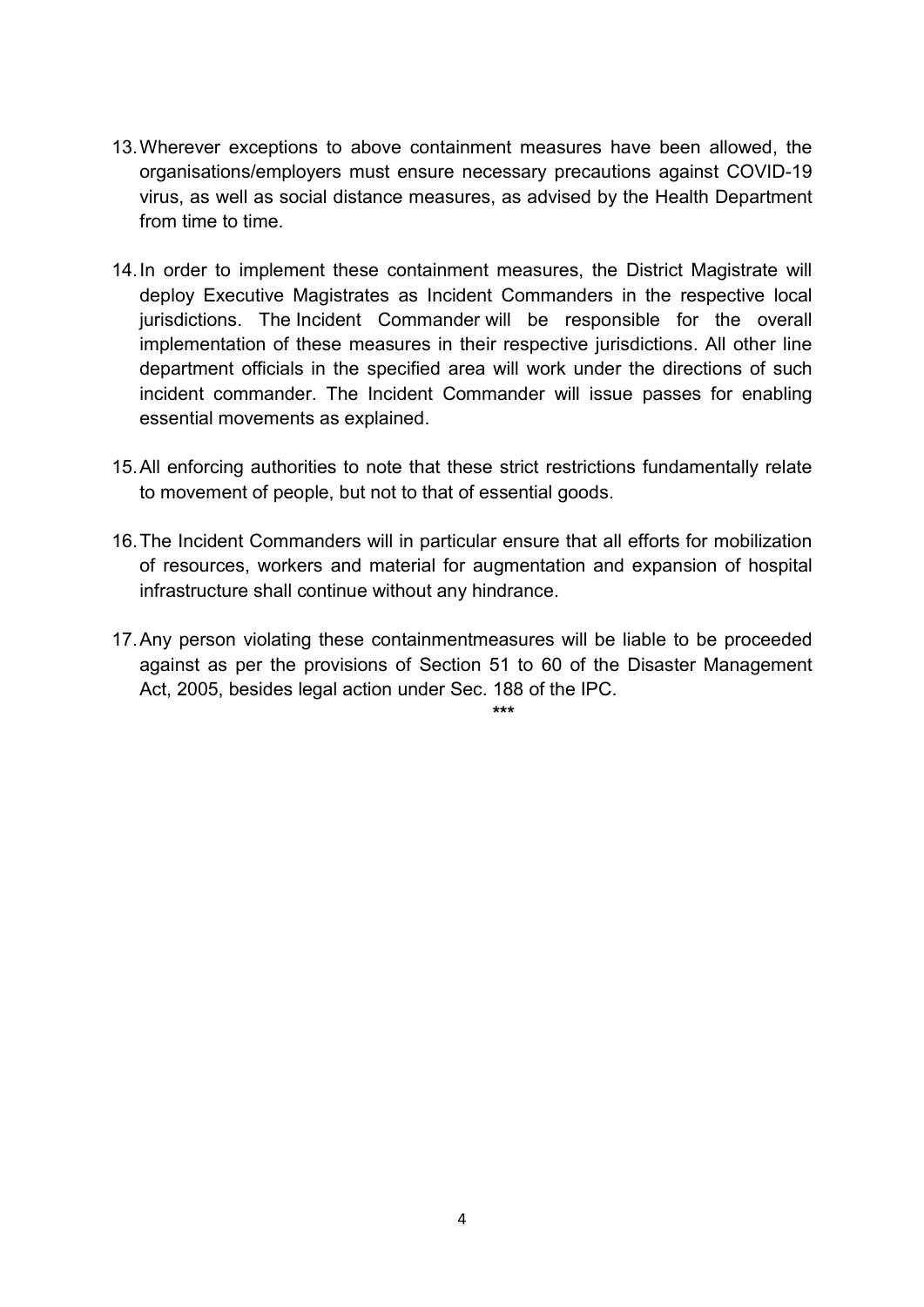13. Wherever exceptions to above containment measures have been allowed, the organisations/employers must ensure necessary precautions against COVID-19 virus, as well as social distance measures, as advised by the Health Department from time to time.

14. In order to implement these containment measures, the District Magistrate will deploy Executive Magistrates as Incident Commanders in the respective local jurisdictions. The Incident Commander will be responsible for the overall implementation of these measures in their respective jurisdictions. All other line department officials in the specified area will work under the directions of such incident commander. The Incident Commander will issue passes for enabling essential movements as explained.

15. All enforcing authorities to note that these strict restrictions fundamentally relate to movement of people, but not to that of essential goods.

16. The Incident Commanders will in particular ensure that all efforts for mobilization of resources, workers and material for augmentation and expansion of hospital infrastructure shall continue without any hindrance.

17. Any person violating these containmentmeasures will be liable to be proceeded against as per the provisions of Section 51 to 60 of the Disaster Management Act, 2005, besides legal action under Sec. 188 of the IPC.

***